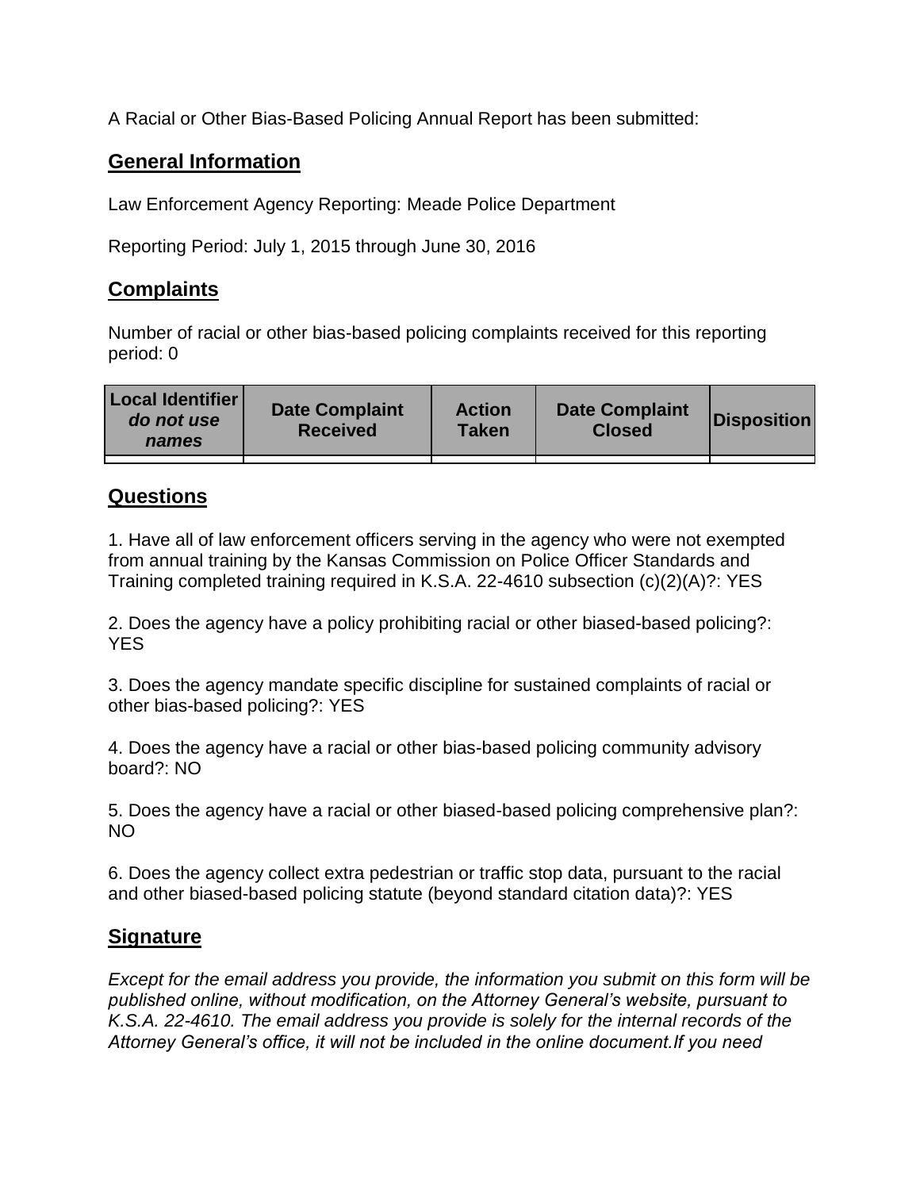A Racial or Other Bias-Based Policing Annual Report has been submitted:

## General Information

Law Enforcement Agency Reporting: Meade Police Department

Reporting Period: July 1, 2015 through June 30, 2016

## Complaints

Number of racial or other bias-based policing complaints received for this reporting period: 0

| Local Identifier *do not use names* | Date Complaint Received | Action Taken | Date Complaint Closed | Disposition |
|---|---|---|---|---|
| | | | | |

## Questions

1. Have all of law enforcement officers serving in the agency who were not exempted from annual training by the Kansas Commission on Police Officer Standards and Training completed training required in K.S.A. 22-4610 subsection (c)(2)(A)?: YES

2. Does the agency have a policy prohibiting racial or other biased-based policing?: YES

3. Does the agency mandate specific discipline for sustained complaints of racial or other bias-based policing?: YES

4. Does the agency have a racial or other bias-based policing community advisory board?: NO

5. Does the agency have a racial or other biased-based policing comprehensive plan?: NO

6. Does the agency collect extra pedestrian or traffic stop data, pursuant to the racial and other biased-based policing statute (beyond standard citation data)?: YES

## Signature

*Except for the email address you provide, the information you submit on this form will be published online, without modification, on the Attorney General's website, pursuant to K.S.A. 22-4610. The email address you provide is solely for the internal records of the Attorney General's office, it will not be included in the online document.If you need*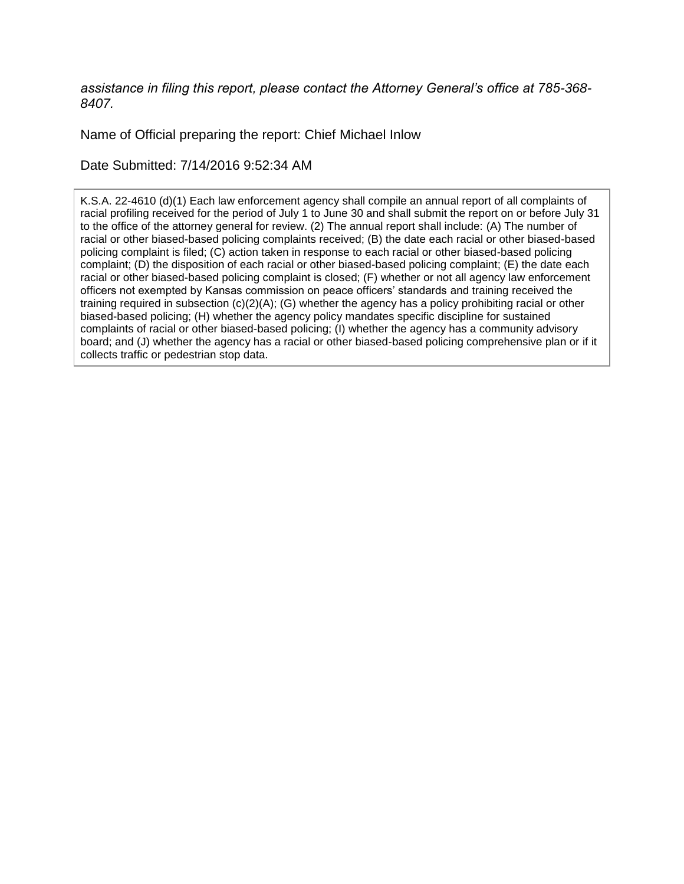*assistance in filing this report, please contact the Attorney General's office at 785-368-8407.*

Name of Official preparing the report: Chief Michael Inlow

Date Submitted: 7/14/2016 9:52:34 AM

K.S.A. 22-4610 (d)(1) Each law enforcement agency shall compile an annual report of all complaints of racial profiling received for the period of July 1 to June 30 and shall submit the report on or before July 31 to the office of the attorney general for review. (2) The annual report shall include: (A) The number of racial or other biased-based policing complaints received; (B) the date each racial or other biased-based policing complaint is filed; (C) action taken in response to each racial or other biased-based policing complaint; (D) the disposition of each racial or other biased-based policing complaint; (E) the date each racial or other biased-based policing complaint is closed; (F) whether or not all agency law enforcement officers not exempted by Kansas commission on peace officers' standards and training received the training required in subsection (c)(2)(A); (G) whether the agency has a policy prohibiting racial or other biased-based policing; (H) whether the agency policy mandates specific discipline for sustained complaints of racial or other biased-based policing; (I) whether the agency has a community advisory board; and (J) whether the agency has a racial or other biased-based policing comprehensive plan or if it collects traffic or pedestrian stop data.